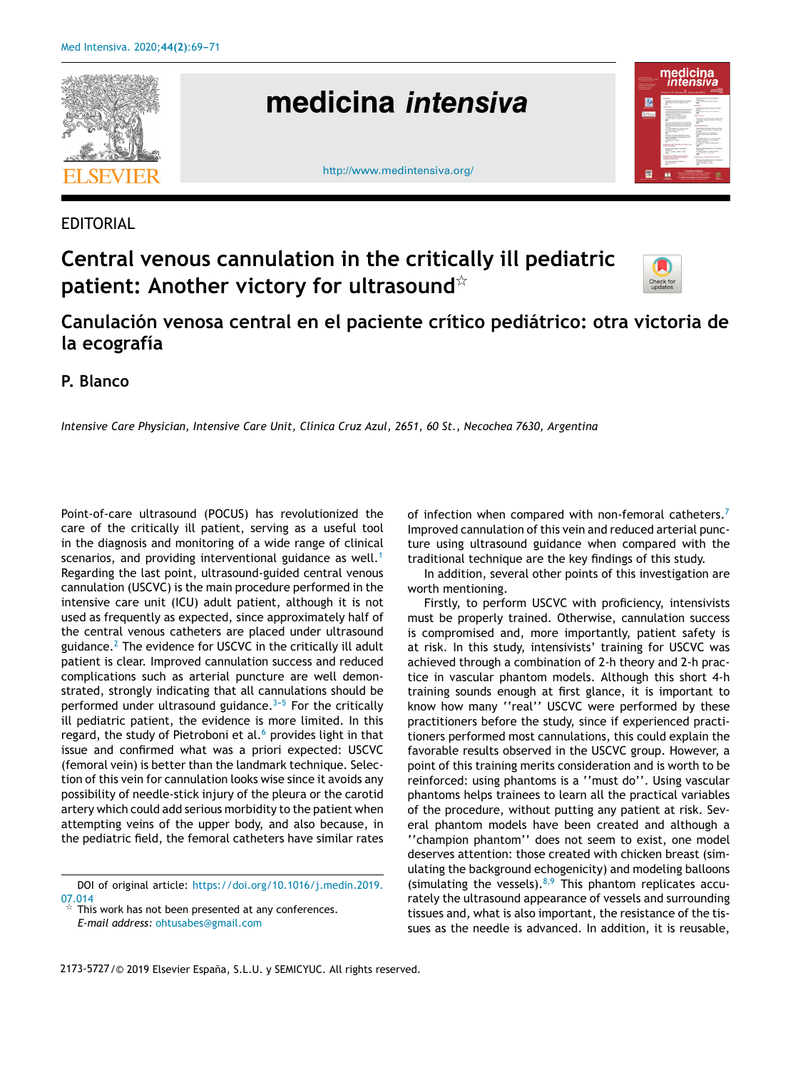EDITORIAL

# Central venous cannulation in the critically ill pediatric patient: Another victory for ultrasound☆

## Canulación venosa central en el paciente crítico pediátrico: otra victoria de la ecografía

**P. Blanco**

*Intensive Care Physician, Intensive Care Unit, Clínica Cruz Azul, 2651, 60 St., Necochea 7630, Argentina*

Point-of-care ultrasound (POCUS) has revolutionized the care of the critically ill patient, serving as a useful tool in the diagnosis and monitoring of a wide range of clinical scenarios, and providing interventional guidance as well.[1] Regarding the last point, ultrasound-guided central venous cannulation (USCVC) is the main procedure performed in the intensive care unit (ICU) adult patient, although it is not used as frequently as expected, since approximately half of the central venous catheters are placed under ultrasound guidance.[2] The evidence for USCVC in the critically ill adult patient is clear. Improved cannulation success and reduced complications such as arterial puncture are well demonstrated, strongly indicating that all cannulations should be performed under ultrasound guidance.[3–5] For the critically ill pediatric patient, the evidence is more limited. In this regard, the study of Pietroboni et al.[6] provides light in that issue and confirmed what was a priori expected: USCVC (femoral vein) is better than the landmark technique. Selection of this vein for cannulation looks wise since it avoids any possibility of needle-stick injury of the pleura or the carotid artery which could add serious morbidity to the patient when attempting veins of the upper body, and also because, in the pediatric field, the femoral catheters have similar rates of infection when compared with non-femoral catheters.[7] Improved cannulation of this vein and reduced arterial puncture using ultrasound guidance when compared with the traditional technique are the key findings of this study.

In addition, several other points of this investigation are worth mentioning.

Firstly, to perform USCVC with proficiency, intensivists must be properly trained. Otherwise, cannulation success is compromised and, more importantly, patient safety is at risk. In this study, intensivists' training for USCVC was achieved through a combination of 2-h theory and 2-h practice in vascular phantom models. Although this short 4-h training sounds enough at first glance, it is important to know how many ''real'' USCVC were performed by these practitioners before the study, since if experienced practitioners performed most cannulations, this could explain the favorable results observed in the USCVC group. However, a point of this training merits consideration and is worth to be reinforced: using phantoms is a ''must do''. Using vascular phantoms helps trainees to learn all the practical variables of the procedure, without putting any patient at risk. Several phantom models have been created and although a ''champion phantom'' does not seem to exist, one model deserves attention: those created with chicken breast (simulating the background echogenicity) and modeling balloons (simulating the vessels).[8,9] This phantom replicates accurately the ultrasound appearance of vessels and surrounding tissues and, what is also important, the resistance of the tissues as the needle is advanced. In addition, it is reusable,

DOI of original article: https://doi.org/10.1016/j.medin.2019.07.014

☆ This work has not been presented at any conferences.

*E-mail address:* ohtusabes@gmail.com

2173-5727/© 2019 Elsevier España, S.L.U. y SEMICYUC. All rights reserved.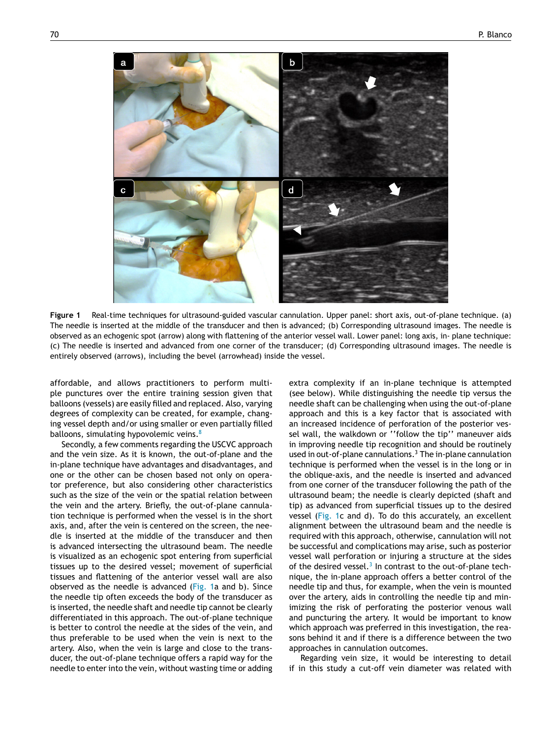Figure 1 Real-time techniques for ultrasound-guided vascular cannulation. Upper panel: short axis, out-of-plane technique. (a) The needle is inserted at the middle of the transducer and then is advanced; (b) Corresponding ultrasound images. The needle is observed as an echogenic spot (arrow) along with flattening of the anterior vessel wall. Lower panel: long axis, in- plane technique: (c) The needle is inserted and advanced from one corner of the transducer; (d) Corresponding ultrasound images. The needle is entirely observed (arrows), including the bevel (arrowhead) inside the vessel.

affordable, and allows practitioners to perform multiple punctures over the entire training session given that balloons (vessels) are easily filled and replaced. Also, varying degrees of complexity can be created, for example, changing vessel depth and/or using smaller or even partially filled balloons, simulating hypovolemic veins.[8]

Secondly, a few comments regarding the USCVC approach and the vein size. As it is known, the out-of-plane and the in-plane technique have advantages and disadvantages, and one or the other can be chosen based not only on operator preference, but also considering other characteristics such as the size of the vein or the spatial relation between the vein and the artery. Briefly, the out-of-plane cannulation technique is performed when the vessel is in the short axis, and, after the vein is centered on the screen, the needle is inserted at the middle of the transducer and then is advanced intersecting the ultrasound beam. The needle is visualized as an echogenic spot entering from superficial tissues up to the desired vessel; movement of superficial tissues and flattening of the anterior vessel wall are also observed as the needle is advanced (Fig. 1a and b). Since the needle tip often exceeds the body of the transducer as is inserted, the needle shaft and needle tip cannot be clearly differentiated in this approach. The out-of-plane technique is better to control the needle at the sides of the vein, and thus preferable to be used when the vein is next to the artery. Also, when the vein is large and close to the transducer, the out-of-plane technique offers a rapid way for the needle to enter into the vein, without wasting time or adding extra complexity if an in-plane technique is attempted (see below). While distinguishing the needle tip versus the needle shaft can be challenging when using the out-of-plane approach and this is a key factor that is associated with an increased incidence of perforation of the posterior vessel wall, the walkdown or ''follow the tip'' maneuver aids in improving needle tip recognition and should be routinely used in out-of-plane cannulations.[3] The in-plane cannulation technique is performed when the vessel is in the long or in the oblique-axis, and the needle is inserted and advanced from one corner of the transducer following the path of the ultrasound beam; the needle is clearly depicted (shaft and tip) as advanced from superficial tissues up to the desired vessel (Fig. 1c and d). To do this accurately, an excellent alignment between the ultrasound beam and the needle is required with this approach, otherwise, cannulation will not be successful and complications may arise, such as posterior vessel wall perforation or injuring a structure at the sides of the desired vessel.[3] In contrast to the out-of-plane technique, the in-plane approach offers a better control of the needle tip and thus, for example, when the vein is mounted over the artery, aids in controlling the needle tip and minimizing the risk of perforating the posterior venous wall and puncturing the artery. It would be important to know which approach was preferred in this investigation, the reasons behind it and if there is a difference between the two approaches in cannulation outcomes.

Regarding vein size, it would be interesting to detail if in this study a cut-off vein diameter was related with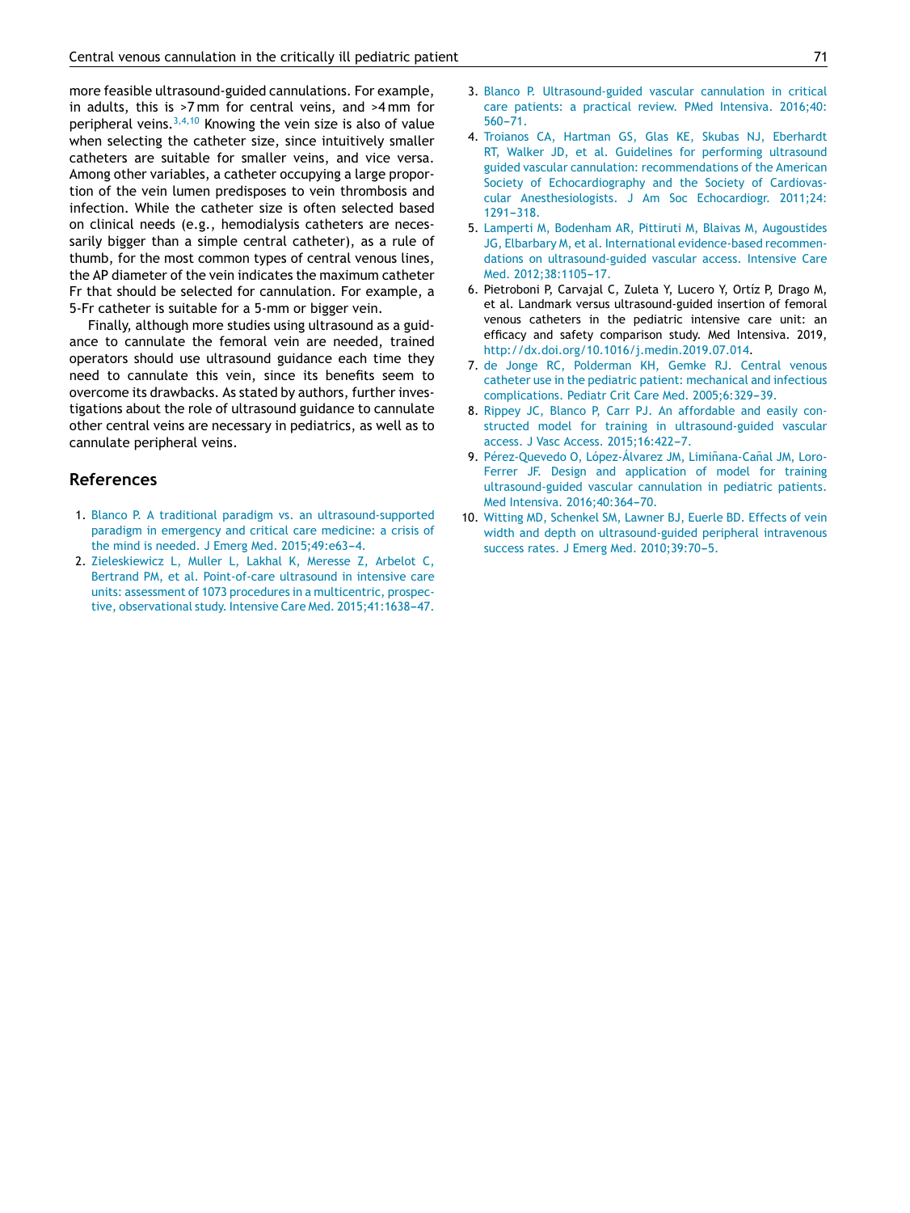more feasible ultrasound-guided cannulations. For example, in adults, this is >7 mm for central veins, and >4 mm for peripheral veins.[3,4,10] Knowing the vein size is also of value when selecting the catheter size, since intuitively smaller catheters are suitable for smaller veins, and vice versa. Among other variables, a catheter occupying a large proportion of the vein lumen predisposes to vein thrombosis and infection. While the catheter size is often selected based on clinical needs (e.g., hemodialysis catheters are necessarily bigger than a simple central catheter), as a rule of thumb, for the most common types of central venous lines, the AP diameter of the vein indicates the maximum catheter Fr that should be selected for cannulation. For example, a 5-Fr catheter is suitable for a 5-mm or bigger vein.

Finally, although more studies using ultrasound as a guidance to cannulate the femoral vein are needed, trained operators should use ultrasound guidance each time they need to cannulate this vein, since its benefits seem to overcome its drawbacks. As stated by authors, further investigations about the role of ultrasound guidance to cannulate other central veins are necessary in pediatrics, as well as to cannulate peripheral veins.

## References

1. Blanco P. A traditional paradigm vs. an ultrasound-supported paradigm in emergency and critical care medicine: a crisis of the mind is needed. J Emerg Med. 2015;49:e63–4.
2. Zieleskiewicz L, Muller L, Lakhal K, Meresse Z, Arbelot C, Bertrand PM, et al. Point-of-care ultrasound in intensive care units: assessment of 1073 procedures in a multicentric, prospective, observational study. Intensive Care Med. 2015;41:1638–47.
3. Blanco P. Ultrasound-guided vascular cannulation in critical care patients: a practical review. PMed Intensiva. 2016;40:560–71.
4. Troianos CA, Hartman GS, Glas KE, Skubas NJ, Eberhardt RT, Walker JD, et al. Guidelines for performing ultrasound guided vascular cannulation: recommendations of the American Society of Echocardiography and the Society of Cardiovascular Anesthesiologists. J Am Soc Echocardiogr. 2011;24:1291–318.
5. Lamperti M, Bodenham AR, Pittiruti M, Blaivas M, Augoustides JG, Elbarbary M, et al. International evidence-based recommendations on ultrasound-guided vascular access. Intensive Care Med. 2012;38:1105–17.
6. Pietroboni P, Carvajal C, Zuleta Y, Lucero Y, Ortíz P, Drago M, et al. Landmark versus ultrasound-guided insertion of femoral venous catheters in the pediatric intensive care unit: an efficacy and safety comparison study. Med Intensiva. 2019, http://dx.doi.org/10.1016/j.medin.2019.07.014.
7. de Jonge RC, Polderman KH, Gemke RJ. Central venous catheter use in the pediatric patient: mechanical and infectious complications. Pediatr Crit Care Med. 2005;6:329–39.
8. Rippey JC, Blanco P, Carr PJ. An affordable and easily constructed model for training in ultrasound-guided vascular access. J Vasc Access. 2015;16:422–7.
9. Pérez-Quevedo O, López-Álvarez JM, Limiñana-Cañal JM, Loro-Ferrer JF. Design and application of model for training ultrasound-guided vascular cannulation in pediatric patients. Med Intensiva. 2016;40:364–70.
10. Witting MD, Schenkel SM, Lawner BJ, Euerle BD. Effects of vein width and depth on ultrasound-guided peripheral intravenous success rates. J Emerg Med. 2010;39:70–5.